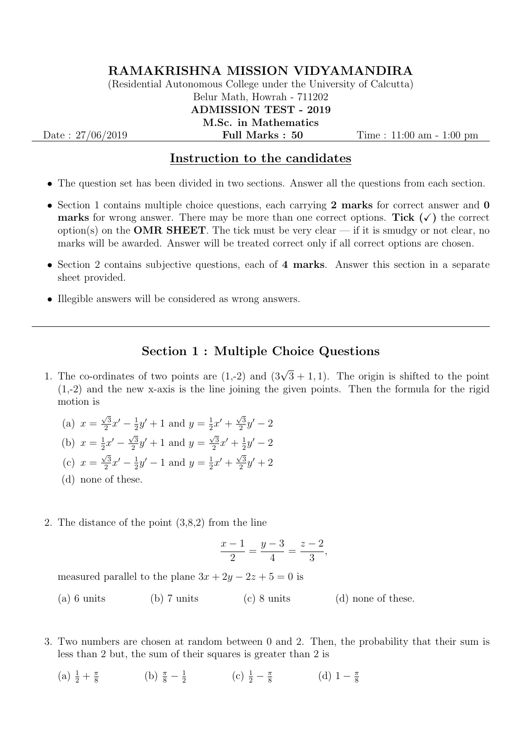# RAMAKRISHNA MISSION VIDYAMANDIRA

(Residential Autonomous College under the University of Calcutta)

Belur Math, Howrah - 711202

**ADMISSION TEST - 2019**

**M.Sc. in Mathematics**

Date : 27/06/2019 **Full Marks : 50** Time : 11:00 am - 1:00 pm

---

## Instruction to the candidates

- The question set has been divided in two sections. Answer all the questions from each section.
- Section 1 contains multiple choice questions, each carrying **2 marks** for correct answer and **0 marks** for wrong answer. There may be more than one correct options. **Tick (✓)** the correct option(s) on the **OMR SHEET**. The tick must be very clear — if it is smudgy or not clear, no marks will be awarded. Answer will be treated correct only if all correct options are chosen.
- Section 2 contains subjective questions, each of **4 marks**. Answer this section in a separate sheet provided.
- Illegible answers will be considered as wrong answers.

---

## Section 1 : Multiple Choice Questions

1. The co-ordinates of two points are (1,-2) and $(3\sqrt{3}+1, 1)$. The origin is shifted to the point (1,-2) and the new x-axis is the line joining the given points. Then the formula for the rigid motion is

   (a) $x = \frac{\sqrt{3}}{2}x' - \frac{1}{2}y' + 1$ and $y = \frac{1}{2}x' + \frac{\sqrt{3}}{2}y' - 2$

   (b) $x = \frac{1}{2}x' - \frac{\sqrt{3}}{2}y' + 1$ and $y = \frac{\sqrt{3}}{2}x' + \frac{1}{2}y' - 2$

   (c) $x = \frac{\sqrt{3}}{2}x' - \frac{1}{2}y' - 1$ and $y = \frac{1}{2}x' + \frac{\sqrt{3}}{2}y' + 2$

   (d) none of these.

2. The distance of the point (3,8,2) from the line

$$\frac{x-1}{2} = \frac{y-3}{4} = \frac{z-2}{3},$$

   measured parallel to the plane $3x + 2y - 2z + 5 = 0$ is

   (a) 6 units (b) 7 units (c) 8 units (d) none of these.

3. Two numbers are chosen at random between 0 and 2. Then, the probability that their sum is less than 2 but, the sum of their squares is greater than 2 is

   (a) $\frac{1}{2} + \frac{\pi}{8}$ (b) $\frac{\pi}{8} - \frac{1}{2}$ (c) $\frac{1}{2} - \frac{\pi}{8}$ (d) $1 - \frac{\pi}{8}$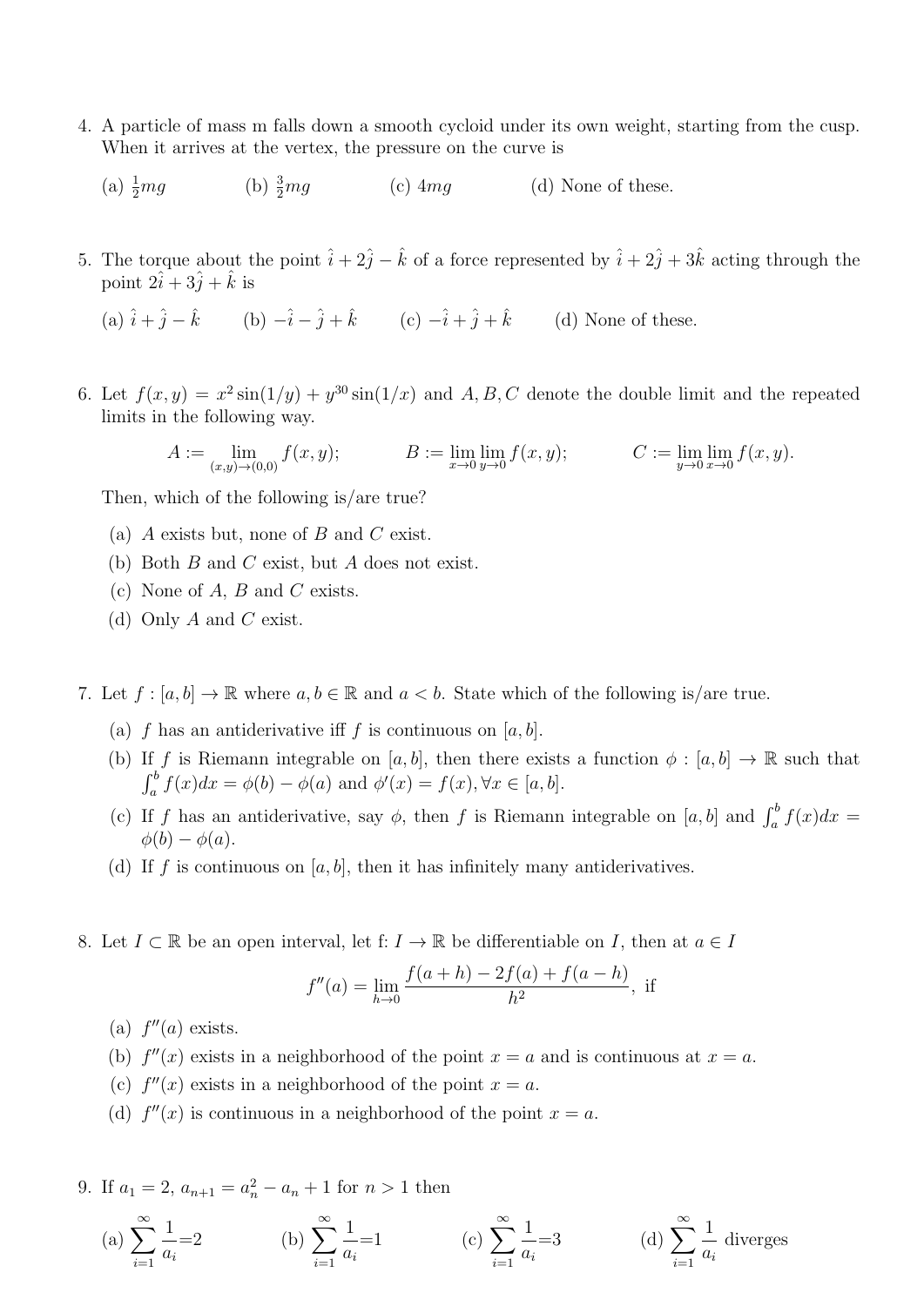4. A particle of mass m falls down a smooth cycloid under its own weight, starting from the cusp. When it arrives at the vertex, the pressure on the curve is

   (a) $\frac{1}{2}mg$ (b) $\frac{3}{2}mg$ (c) $4mg$ (d) None of these.

5. The torque about the point $\hat{\imath} + 2\hat{\jmath} - \hat{k}$ of a force represented by $\hat{\imath} + 2\hat{\jmath} + 3\hat{k}$ acting through the point $2\hat{\imath} + 3\hat{\jmath} + \hat{k}$ is

   (a) $\hat{\imath} + \hat{\jmath} - \hat{k}$ (b) $-\hat{\imath} - \hat{\jmath} + \hat{k}$ (c) $-\hat{\imath} + \hat{\jmath} + \hat{k}$ (d) None of these.

6. Let $f(x, y) = x^2 \sin(1/y) + y^{30} \sin(1/x)$ and $A, B, C$ denote the double limit and the repeated limits in the following way.

$$A := \lim_{(x,y)\to(0,0)} f(x, y); \qquad B := \lim_{x\to 0} \lim_{y\to 0} f(x, y); \qquad C := \lim_{y\to 0} \lim_{x\to 0} f(x, y).$$

   Then, which of the following is/are true?

   (a) $A$ exists but, none of $B$ and $C$ exist.
   (b) Both $B$ and $C$ exist, but $A$ does not exist.
   (c) None of $A$, $B$ and $C$ exists.
   (d) Only $A$ and $C$ exist.

7. Let $f : [a, b] \to \mathbb{R}$ where $a, b \in \mathbb{R}$ and $a < b$. State which of the following is/are true.

   (a) $f$ has an antiderivative iff $f$ is continuous on $[a, b]$.
   (b) If $f$ is Riemann integrable on $[a, b]$, then there exists a function $\phi : [a, b] \to \mathbb{R}$ such that $\int_a^b f(x)dx = \phi(b) - \phi(a)$ and $\phi'(x) = f(x), \forall x \in [a, b]$.
   (c) If $f$ has an antiderivative, say $\phi$, then $f$ is Riemann integrable on $[a, b]$ and $\int_a^b f(x)dx = \phi(b) - \phi(a)$.
   (d) If $f$ is continuous on $[a, b]$, then it has infinitely many antiderivatives.

8. Let $I \subset \mathbb{R}$ be an open interval, let f: $I \to \mathbb{R}$ be differentiable on $I$, then at $a \in I$

$$f''(a) = \lim_{h\to 0} \frac{f(a + h) - 2f(a) + f(a - h)}{h^2}, \text{ if}$$

   (a) $f''(a)$ exists.
   (b) $f''(x)$ exists in a neighborhood of the point $x = a$ and is continuous at $x = a$.
   (c) $f''(x)$ exists in a neighborhood of the point $x = a$.
   (d) $f''(x)$ is continuous in a neighborhood of the point $x = a$.

9. If $a_1 = 2$, $a_{n+1} = a_n^2 - a_n + 1$ for $n > 1$ then

   (a) $\sum_{i=1}^{\infty} \frac{1}{a_i}=2$ (b) $\sum_{i=1}^{\infty} \frac{1}{a_i}=1$ (c) $\sum_{i=1}^{\infty} \frac{1}{a_i}=3$ (d) $\sum_{i=1}^{\infty} \frac{1}{a_i}$ diverges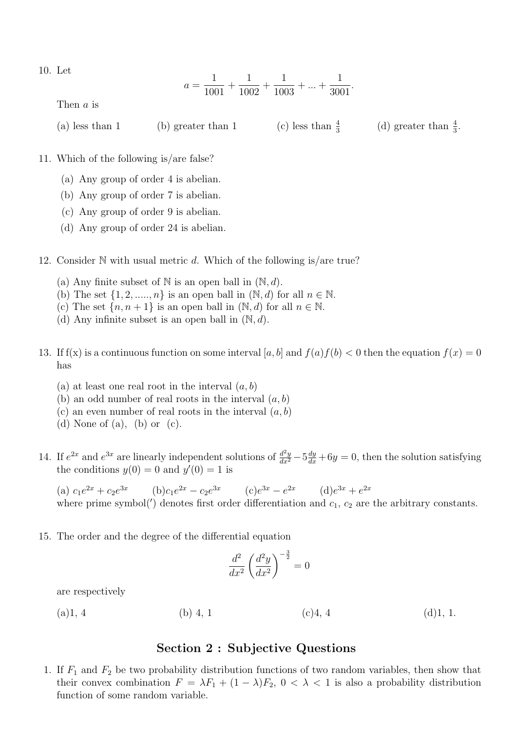10. Let

$$a = \frac{1}{1001} + \frac{1}{1002} + \frac{1}{1003} + ... + \frac{1}{3001}.$$

Then $a$ is

(a) less than 1 (b) greater than 1 (c) less than $\frac{4}{3}$ (d) greater than $\frac{4}{3}$.

11. Which of the following is/are false?

    (a) Any group of order 4 is abelian.
    (b) Any group of order 7 is abelian.
    (c) Any group of order 9 is abelian.
    (d) Any group of order 24 is abelian.

12. Consider $\mathbb{N}$ with usual metric $d$. Which of the following is/are true?

    (a) Any finite subset of $\mathbb{N}$ is an open ball in $(\mathbb{N}, d)$.
    (b) The set $\{1, 2, ....., n\}$ is an open ball in $(\mathbb{N}, d)$ for all $n \in \mathbb{N}$.
    (c) The set $\{n, n+1\}$ is an open ball in $(\mathbb{N}, d)$ for all $n \in \mathbb{N}$.
    (d) Any infinite subset is an open ball in $(\mathbb{N}, d)$.

13. If f(x) is a continuous function on some interval $[a, b]$ and $f(a)f(b) < 0$ then the equation $f(x) = 0$ has

    (a) at least one real root in the interval $(a, b)$
    (b) an odd number of real roots in the interval $(a, b)$
    (c) an even number of real roots in the interval $(a, b)$
    (d) None of (a), (b) or (c).

14. If $e^{2x}$ and $e^{3x}$ are linearly independent solutions of $\frac{d^2y}{dx^2} - 5\frac{dy}{dx} + 6y = 0$, then the solution satisfying the conditions $y(0) = 0$ and $y'(0) = 1$ is

    (a) $c_1e^{2x} + c_2e^{3x}$ (b) $c_1e^{2x} - c_2e^{3x}$ (c) $e^{3x} - e^{2x}$ (d) $e^{3x} + e^{2x}$
    where prime symbol($'$) denotes first order differentiation and $c_1$, $c_2$ are the arbitrary constants.

15. The order and the degree of the differential equation

$$\frac{d^2}{dx^2}\left(\frac{d^2y}{dx^2}\right)^{-\frac{3}{2}} = 0$$

are respectively

(a) 1, 4 (b) 4, 1 (c) 4, 4 (d) 1, 1.

## Section 2 : Subjective Questions

1. If $F_1$ and $F_2$ be two probability distribution functions of two random variables, then show that their convex combination $F = \lambda F_1 + (1 - \lambda)F_2$, $0 < \lambda < 1$ is also a probability distribution function of some random variable.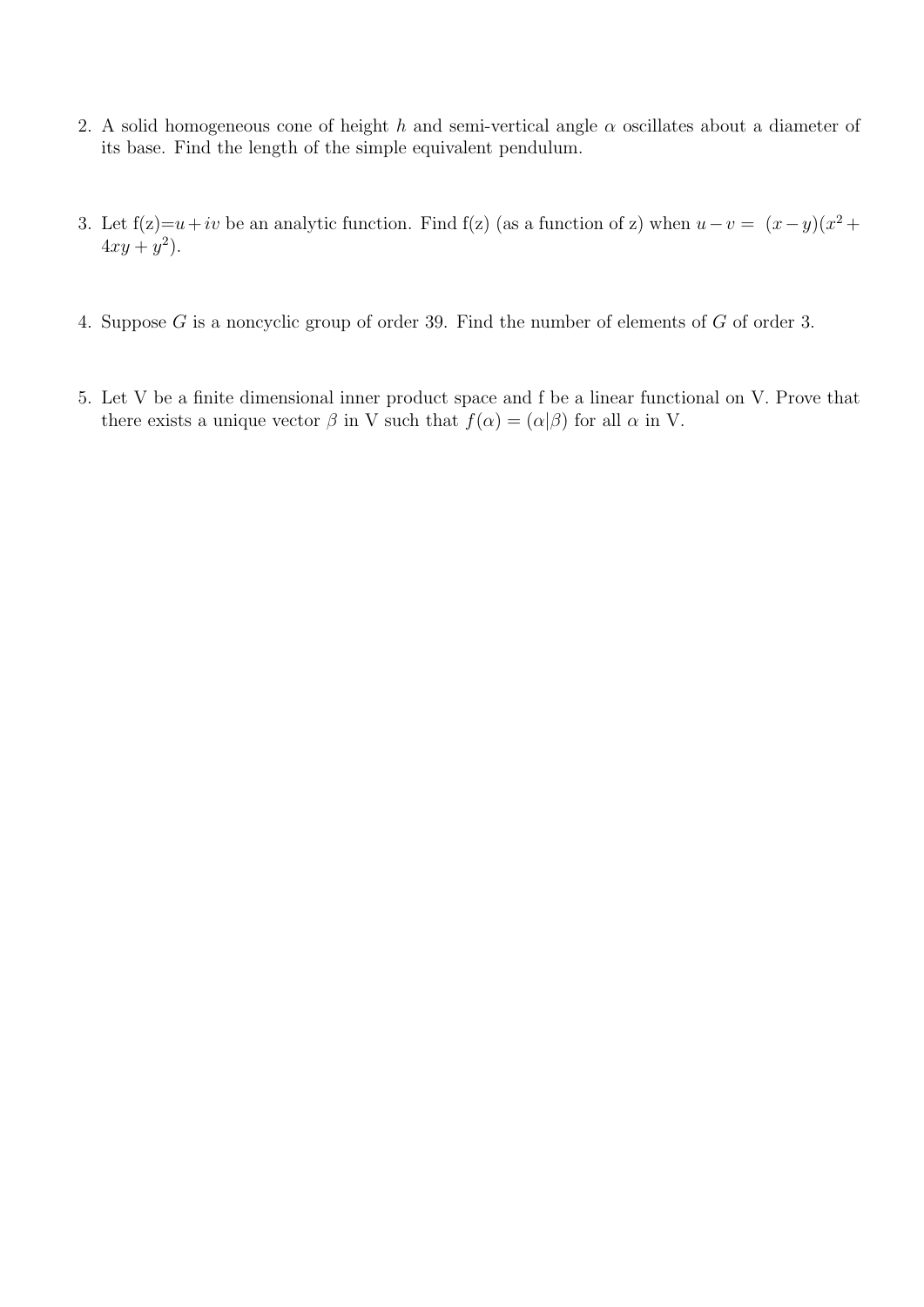2. A solid homogeneous cone of height $h$ and semi-vertical angle $\alpha$ oscillates about a diameter of its base. Find the length of the simple equivalent pendulum.

3. Let f(z)=$u + iv$ be an analytic function. Find f(z) (as a function of z) when $u - v = (x - y)(x^2 + 4xy + y^2)$.

4. Suppose $G$ is a noncyclic group of order 39. Find the number of elements of $G$ of order 3.

5. Let V be a finite dimensional inner product space and f be a linear functional on V. Prove that there exists a unique vector $\beta$ in V such that $f(\alpha) = (\alpha|\beta)$ for all $\alpha$ in V.